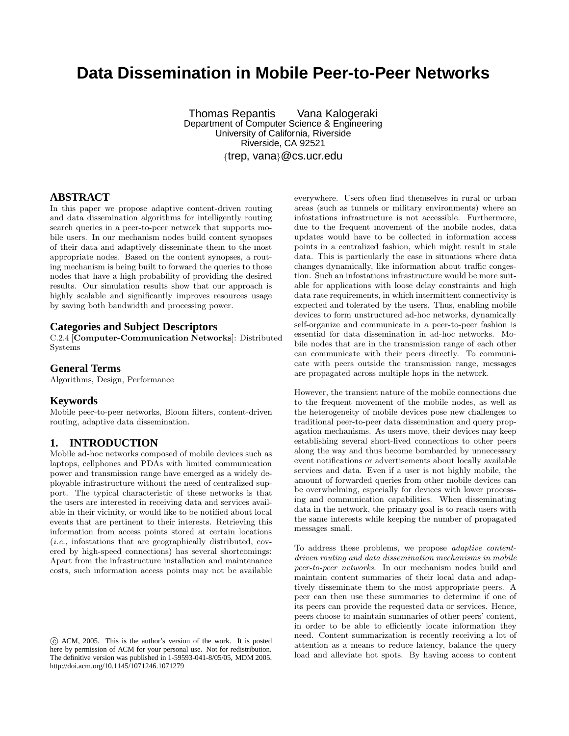# Data Dissemination in Mobile Peer-to-Peer Networks

Thomas Repantis Vana Kalogeraki
Department of Computer Science & Engineering
University of California, Riverside
Riverside, CA 92521
{trep, vana}@cs.ucr.edu

## ABSTRACT

In this paper we propose adaptive content-driven routing and data dissemination algorithms for intelligently routing search queries in a peer-to-peer network that supports mobile users. In our mechanism nodes build content synopses of their data and adaptively disseminate them to the most appropriate nodes. Based on the content synopses, a routing mechanism is being built to forward the queries to those nodes that have a high probability of providing the desired results. Our simulation results show that our approach is highly scalable and significantly improves resources usage by saving both bandwidth and processing power.

## Categories and Subject Descriptors

C.2.4 [**Computer-Communication Networks**]: Distributed Systems

## General Terms

Algorithms, Design, Performance

## Keywords

Mobile peer-to-peer networks, Bloom filters, content-driven routing, adaptive data dissemination.

## 1. INTRODUCTION

Mobile ad-hoc networks composed of mobile devices such as laptops, cellphones and PDAs with limited communication power and transmission range have emerged as a widely deployable infrastructure without the need of centralized support. The typical characteristic of these networks is that the users are interested in receiving data and services available in their vicinity, or would like to be notified about local events that are pertinent to their interests. Retrieving this information from access points stored at certain locations (*i.e.,* infostations that are geographically distributed, covered by high-speed connections) has several shortcomings: Apart from the infrastructure installation and maintenance costs, such information access points may not be available everywhere. Users often find themselves in rural or urban areas (such as tunnels or military environments) where an infostations infrastructure is not accessible. Furthermore, due to the frequent movement of the mobile nodes, data updates would have to be collected in information access points in a centralized fashion, which might result in stale data. This is particularly the case in situations where data changes dynamically, like information about traffic congestion. Such an infostations infrastructure would be more suitable for applications with loose delay constraints and high data rate requirements, in which intermittent connectivity is expected and tolerated by the users. Thus, enabling mobile devices to form unstructured ad-hoc networks, dynamically self-organize and communicate in a peer-to-peer fashion is essential for data dissemination in ad-hoc networks. Mobile nodes that are in the transmission range of each other can communicate with their peers directly. To communicate with peers outside the transmission range, messages are propagated across multiple hops in the network.

However, the transient nature of the mobile connections due to the frequent movement of the mobile nodes, as well as the heterogeneity of mobile devices pose new challenges to traditional peer-to-peer data dissemination and query propagation mechanisms. As users move, their devices may keep establishing several short-lived connections to other peers along the way and thus become bombarded by unnecessary event notifications or advertisements about locally available services and data. Even if a user is not highly mobile, the amount of forwarded queries from other mobile devices can be overwhelming, especially for devices with lower processing and communication capabilities. When disseminating data in the network, the primary goal is to reach users with the same interests while keeping the number of propagated messages small.

To address these problems, we propose *adaptive content-driven routing and data dissemination mechanisms in mobile peer-to-peer networks*. In our mechanism nodes build and maintain content summaries of their local data and adaptively disseminate them to the most appropriate peers. A peer can then use these summaries to determine if one of its peers can provide the requested data or services. Hence, peers choose to maintain summaries of other peers' content, in order to be able to efficiently locate information they need. Content summarization is recently receiving a lot of attention as a means to reduce latency, balance the query load and alleviate hot spots. By having access to content

© ACM, 2005. This is the author's version of the work. It is posted here by permission of ACM for your personal use. Not for redistribution. The definitive version was published in 1-59593-041-8/05/05, MDM 2005. http://doi.acm.org/10.1145/1071246.1071279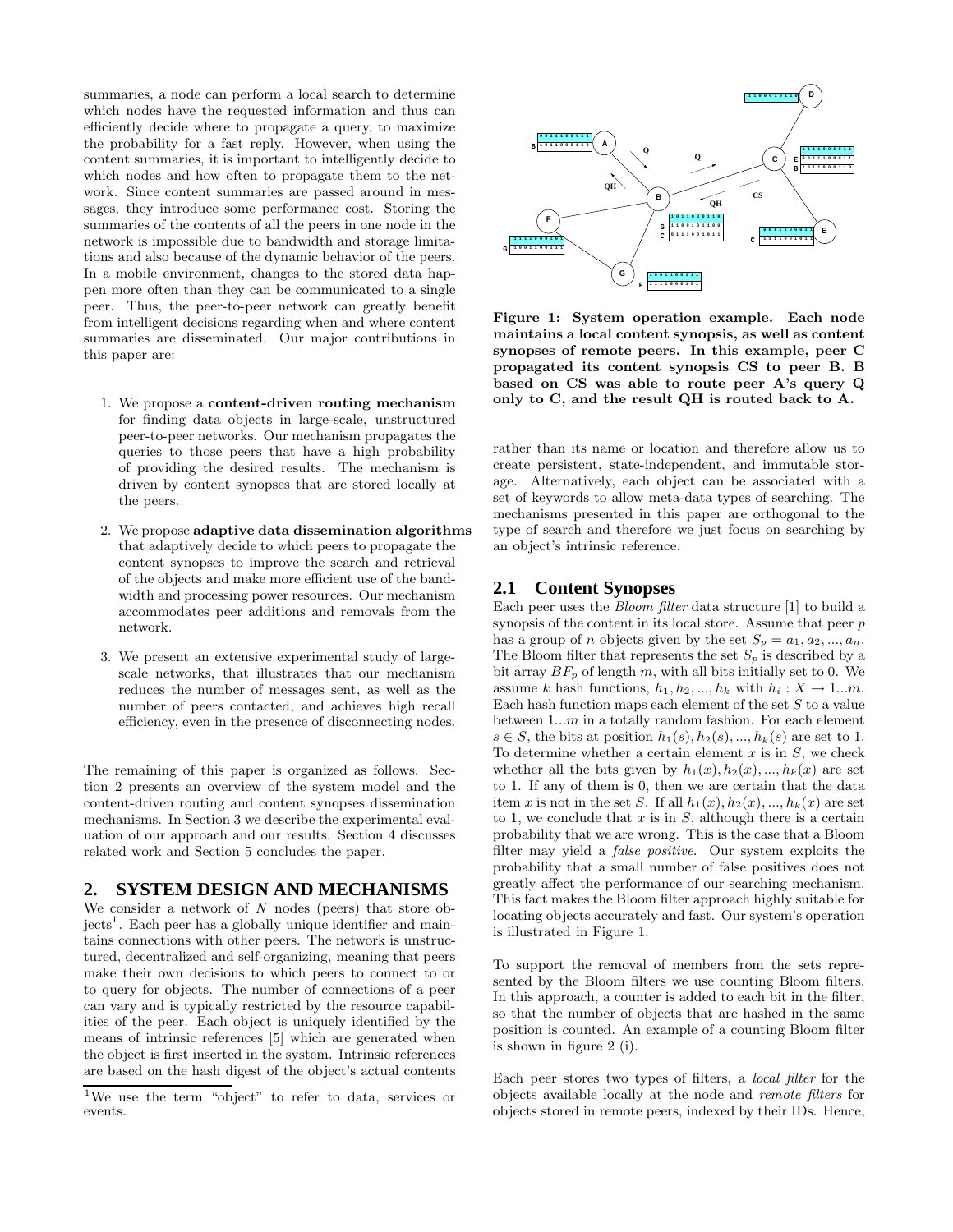summaries, a node can perform a local search to determine which nodes have the requested information and thus can efficiently decide where to propagate a query, to maximize the probability for a fast reply. However, when using the content summaries, it is important to intelligently decide to which nodes and how often to propagate them to the network. Since content summaries are passed around in messages, they introduce some performance cost. Storing the summaries of the contents of all the peers in one node in the network is impossible due to bandwidth and storage limitations and also because of the dynamic behavior of the peers. In a mobile environment, changes to the stored data happen more often than they can be communicated to a single peer. Thus, the peer-to-peer network can greatly benefit from intelligent decisions regarding when and where content summaries are disseminated. Our major contributions in this paper are:

1. We propose a **content-driven routing mechanism** for finding data objects in large-scale, unstructured peer-to-peer networks. Our mechanism propagates the queries to those peers that have a high probability of providing the desired results. The mechanism is driven by content synopses that are stored locally at the peers.
2. We propose **adaptive data dissemination algorithms** that adaptively decide to which peers to propagate the content synopses to improve the search and retrieval of the objects and make more efficient use of the bandwidth and processing power resources. Our mechanism accommodates peer additions and removals from the network.
3. We present an extensive experimental study of large-scale networks, that illustrates that our mechanism reduces the number of messages sent, as well as the number of peers contacted, and achieves high recall efficiency, even in the presence of disconnecting nodes.

The remaining of this paper is organized as follows. Section 2 presents an overview of the system model and the content-driven routing and content synopses dissemination mechanisms. In Section 3 we describe the experimental evaluation of our approach and our results. Section 4 discusses related work and Section 5 concludes the paper.

## 2. SYSTEM DESIGN AND MECHANISMS

We consider a network of $N$ nodes (peers) that store objects[1]. Each peer has a globally unique identifier and maintains connections with other peers. The network is unstructured, decentralized and self-organizing, meaning that peers make their own decisions to which peers to connect to or to query for objects. The number of connections of a peer can vary and is typically restricted by the resource capabilities of the peer. Each object is uniquely identified by the means of intrinsic references [5] which are generated when the object is first inserted in the system. Intrinsic references are based on the hash digest of the object's actual contents rather than its name or location and therefore allow us to create persistent, state-independent, and immutable storage. Alternatively, each object can be associated with a set of keywords to allow meta-data types of searching. The mechanisms presented in this paper are orthogonal to the type of search and therefore we just focus on searching by an object's intrinsic reference.

[1] We use the term "object" to refer to data, services or events.

**Figure 1: System operation example. Each node maintains a local content synopsis, as well as content synopses of remote peers. In this example, peer C propagated its content synopsis CS to peer B. B based on CS was able to route peer A's query Q only to C, and the result QH is routed back to A.**

### 2.1 Content Synopses

Each peer uses the *Bloom filter* data structure [1] to build a synopsis of the content in its local store. Assume that peer $p$ has a group of $n$ objects given by the set $S_p = a_1, a_2, ..., a_n$. The Bloom filter that represents the set $S_p$ is described by a bit array $BF_p$ of length $m$, with all bits initially set to 0. We assume $k$ hash functions, $h_1, h_2, ..., h_k$ with $h_i : X \rightarrow 1...m$. Each hash function maps each element of the set $S$ to a value between $1...m$ in a totally random fashion. For each element $s \in S$, the bits at position $h_1(s), h_2(s), ..., h_k(s)$ are set to 1. To determine whether a certain element $x$ is in $S$, we check whether all the bits given by $h_1(x), h_2(x), ..., h_k(x)$ are set to 1. If any of them is 0, then we are certain that the data item $x$ is not in the set $S$. If all $h_1(x), h_2(x), ..., h_k(x)$ are set to 1, we conclude that $x$ is in $S$, although there is a certain probability that we are wrong. This is the case that a Bloom filter may yield a *false positive*. Our system exploits the probability that a small number of false positives does not greatly affect the performance of our searching mechanism. This fact makes the Bloom filter approach highly suitable for locating objects accurately and fast. Our system's operation is illustrated in Figure 1.

To support the removal of members from the sets represented by the Bloom filters we use counting Bloom filters. In this approach, a counter is added to each bit in the filter, so that the number of objects that are hashed in the same position is counted. An example of a counting Bloom filter is shown in figure 2 (i).

Each peer stores two types of filters, a *local filter* for the objects available locally at the node and *remote filters* for objects stored in remote peers, indexed by their IDs. Hence,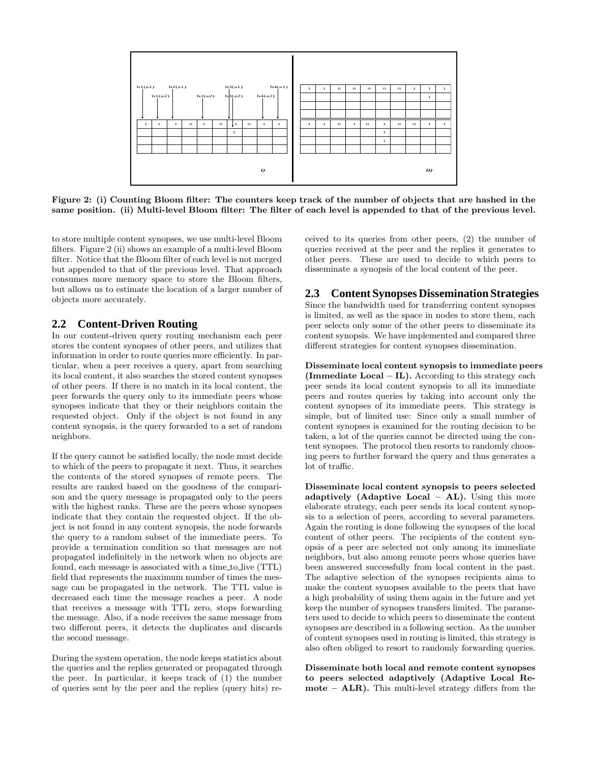**Figure 2: (i) Counting Bloom filter: The counters keep track of the number of objects that are hashed in the same position. (ii) Multi-level Bloom filter: The filter of each level is appended to that of the previous level.**

to store multiple content synopses, we use multi-level Bloom filters. Figure 2 (ii) shows an example of a multi-level Bloom filter. Notice that the Bloom filter of each level is not merged but appended to that of the previous level. That approach consumes more memory space to store the Bloom filters, but allows us to estimate the location of a larger number of objects more accurately.

## 2.2 Content-Driven Routing

In our content-driven query routing mechanism each peer stores the content synopses of other peers, and utilizes that information in order to route queries more efficiently. In particular, when a peer receives a query, apart from searching its local content, it also searches the stored content synopses of other peers. If there is no match in its local content, the peer forwards the query only to its immediate peers whose synopses indicate that they or their neighbors contain the requested object. Only if the object is not found in any content synopsis, is the query forwarded to a set of random neighbors.

If the query cannot be satisfied locally, the node must decide to which of the peers to propagate it next. Thus, it searches the contents of the stored synopses of remote peers. The results are ranked based on the goodness of the comparison and the query message is propagated only to the peers with the highest ranks. These are the peers whose synopses indicate that they contain the requested object. If the object is not found in any content synopsis, the node forwards the query to a random subset of the immediate peers. To provide a termination condition so that messages are not propagated indefinitely in the network when no objects are found, each message is associated with a time_to_live (TTL) field that represents the maximum number of times the message can be propagated in the network. The TTL value is decreased each time the message reaches a peer. A node that receives a message with TTL zero, stops forwarding the message. Also, if a node receives the same message from two different peers, it detects the duplicates and discards the second message.

During the system operation, the node keeps statistics about the queries and the replies generated or propagated through the peer. In particular, it keeps track of (1) the number of queries sent by the peer and the replies (query hits) received to its queries from other peers, (2) the number of queries received at the peer and the replies it generates to other peers. These are used to decide to which peers to disseminate a synopsis of the local content of the peer.

## 2.3 Content Synopses Dissemination Strategies

Since the bandwidth used for transferring content synopses is limited, as well as the space in nodes to store them, each peer selects only some of the other peers to disseminate its content synopsis. We have implemented and compared three different strategies for content synopses dissemination.

**Disseminate local content synopsis to immediate peers (Immediate Local – IL).** According to this strategy each peer sends its local content synopsis to all its immediate peers and routes queries by taking into account only the content synopses of its immediate peers. This strategy is simple, but of limited use: Since only a small number of content synopses is examined for the routing decision to be taken, a lot of the queries cannot be directed using the content synopses. The protocol then resorts to randomly choosing peers to further forward the query and thus generates a lot of traffic.

**Disseminate local content synopsis to peers selected adaptively (Adaptive Local – AL).** Using this more elaborate strategy, each peer sends its local content synopsis to a selection of peers, according to several parameters. Again the routing is done following the synopses of the local content of other peers. The recipients of the content synopsis of a peer are selected not only among its immediate neighbors, but also among remote peers whose queries have been answered successfully from local content in the past. The adaptive selection of the synopses recipients aims to make the content synopses available to the peers that have a high probability of using them again in the future and yet keep the number of synopses transfers limited. The parameters used to decide to which peers to disseminate the content synopses are described in a following section. As the number of content synopses used in routing is limited, this strategy is also often obliged to resort to randomly forwarding queries.

**Disseminate both local and remote content synopses to peers selected adaptively (Adaptive Local Remote – ALR).** This multi-level strategy differs from the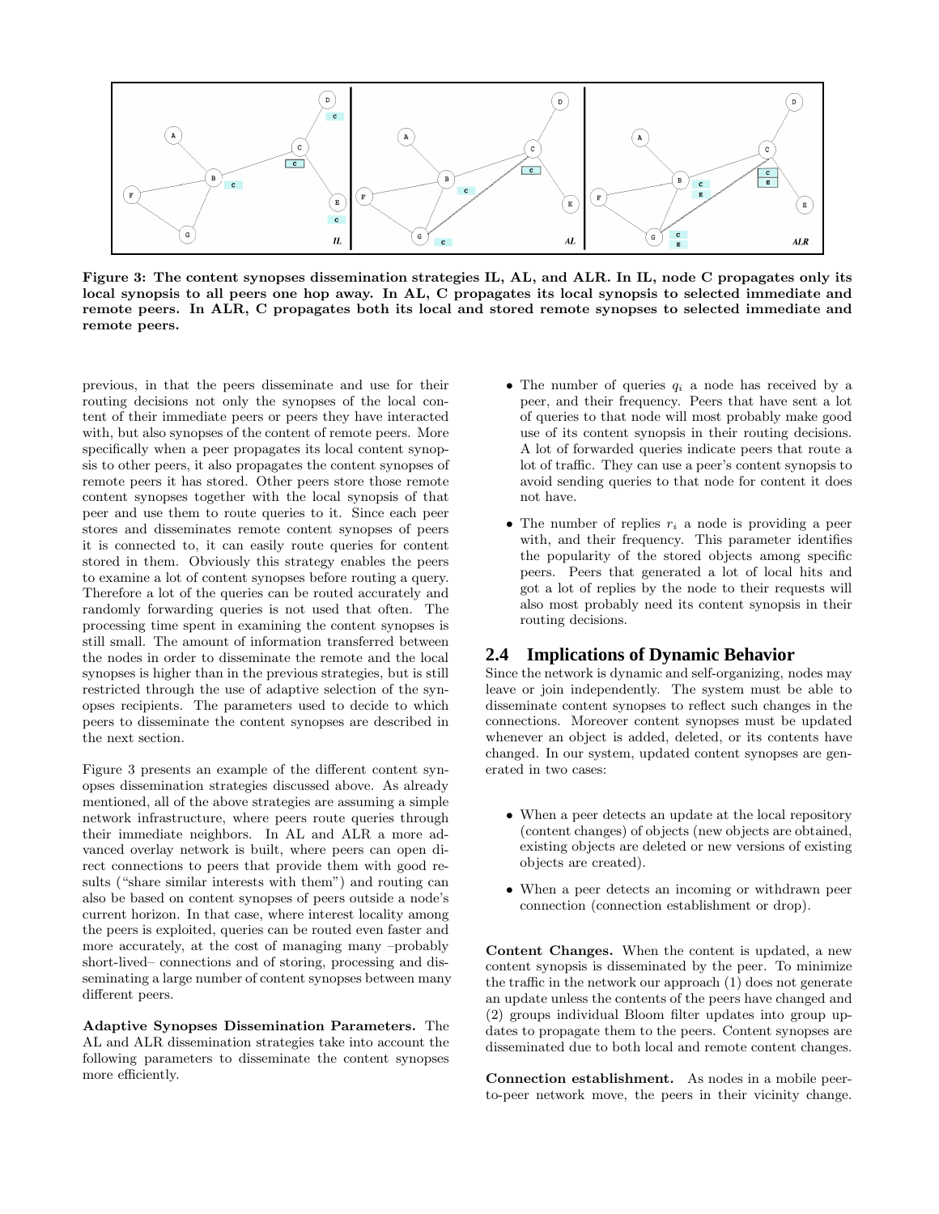Figure 3: The content synopses dissemination strategies IL, AL, and ALR. In IL, node C propagates only its local synopsis to all peers one hop away. In AL, C propagates its local synopsis to selected immediate and remote peers. In ALR, C propagates both its local and stored remote synopses to selected immediate and remote peers.

previous, in that the peers disseminate and use for their routing decisions not only the synopses of the local content of their immediate peers or peers they have interacted with, but also synopses of the content of remote peers. More specifically when a peer propagates its local content synopsis to other peers, it also propagates the content synopses of remote peers it has stored. Other peers store those remote content synopses together with the local synopsis of that peer and use them to route queries to it. Since each peer stores and disseminates remote content synopses of peers it is connected to, it can easily route queries for content stored in them. Obviously this strategy enables the peers to examine a lot of content synopses before routing a query. Therefore a lot of the queries can be routed accurately and randomly forwarding queries is not used that often. The processing time spent in examining the content synopses is still small. The amount of information transferred between the nodes in order to disseminate the remote and the local synopses is higher than in the previous strategies, but is still restricted through the use of adaptive selection of the synopses recipients. The parameters used to decide to which peers to disseminate the content synopses are described in the next section.

Figure 3 presents an example of the different content synopses dissemination strategies discussed above. As already mentioned, all of the above strategies are assuming a simple network infrastructure, where peers route queries through their immediate neighbors. In AL and ALR a more advanced overlay network is built, where peers can open direct connections to peers that provide them with good results ("share similar interests with them") and routing can also be based on content synopses of peers outside a node's current horizon. In that case, where interest locality among the peers is exploited, queries can be routed even faster and more accurately, at the cost of managing many –probably short-lived– connections and of storing, processing and disseminating a large number of content synopses between many different peers.

**Adaptive Synopses Dissemination Parameters.** The AL and ALR dissemination strategies take into account the following parameters to disseminate the content synopses more efficiently.

- The number of queries $q_i$ a node has received by a peer, and their frequency. Peers that have sent a lot of queries to that node will most probably make good use of its content synopsis in their routing decisions. A lot of forwarded queries indicate peers that route a lot of traffic. They can use a peer's content synopsis to avoid sending queries to that node for content it does not have.
- The number of replies $r_i$ a node is providing a peer with, and their frequency. This parameter identifies the popularity of the stored objects among specific peers. Peers that generated a lot of local hits and got a lot of replies by the node to their requests will also most probably need its content synopsis in their routing decisions.

## 2.4 Implications of Dynamic Behavior

Since the network is dynamic and self-organizing, nodes may leave or join independently. The system must be able to disseminate content synopses to reflect such changes in the connections. Moreover content synopses must be updated whenever an object is added, deleted, or its contents have changed. In our system, updated content synopses are generated in two cases:

- When a peer detects an update at the local repository (content changes) of objects (new objects are obtained, existing objects are deleted or new versions of existing objects are created).
- When a peer detects an incoming or withdrawn peer connection (connection establishment or drop).

**Content Changes.** When the content is updated, a new content synopsis is disseminated by the peer. To minimize the traffic in the network our approach (1) does not generate an update unless the contents of the peers have changed and (2) groups individual Bloom filter updates into group updates to propagate them to the peers. Content synopses are disseminated due to both local and remote content changes.

**Connection establishment.** As nodes in a mobile peer-to-peer network move, the peers in their vicinity change.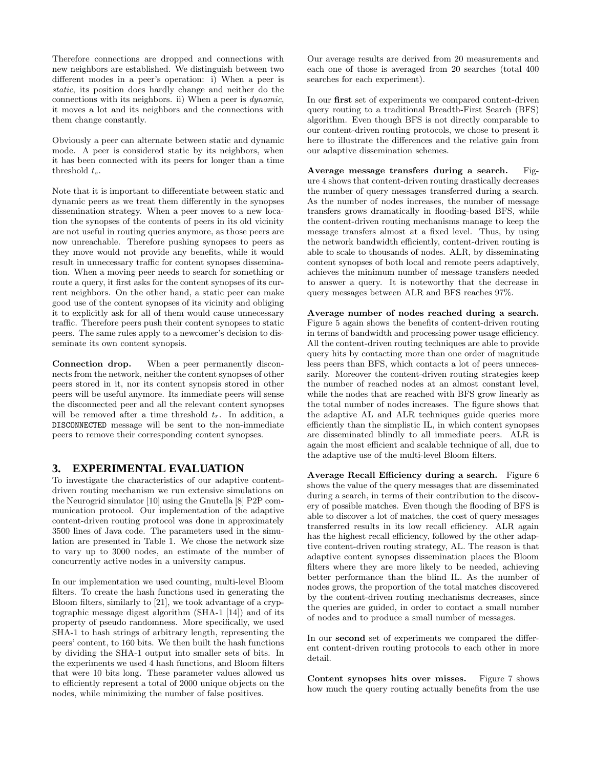Therefore connections are dropped and connections with new neighbors are established. We distinguish between two different modes in a peer's operation: i) When a peer is *static*, its position does hardly change and neither do the connections with its neighbors. ii) When a peer is *dynamic*, it moves a lot and its neighbors and the connections with them change constantly.

Obviously a peer can alternate between static and dynamic mode. A peer is considered static by its neighbors, when it has been connected with its peers for longer than a time threshold $t_s$.

Note that it is important to differentiate between static and dynamic peers as we treat them differently in the synopses dissemination strategy. When a peer moves to a new location the synopses of the contents of peers in its old vicinity are not useful in routing queries anymore, as those peers are now unreachable. Therefore pushing synopses to peers as they move would not provide any benefits, while it would result in unnecessary traffic for content synopses dissemination. When a moving peer needs to search for something or route a query, it first asks for the content synopses of its current neighbors. On the other hand, a static peer can make good use of the content synopses of its vicinity and obliging it to explicitly ask for all of them would cause unnecessary traffic. Therefore peers push their content synopses to static peers. The same rules apply to a newcomer's decision to disseminate its own content synopsis.

**Connection drop.** When a peer permanently disconnects from the network, neither the content synopses of other peers stored in it, nor its content synopsis stored in other peers will be useful anymore. Its immediate peers will sense the disconnected peer and all the relevant content synopses will be removed after a time threshold $t_r$. In addition, a `DISCONNECTED` message will be sent to the non-immediate peers to remove their corresponding content synopses.

## 3. EXPERIMENTAL EVALUATION

To investigate the characteristics of our adaptive content-driven routing mechanism we run extensive simulations on the Neurogrid simulator [10] using the Gnutella [8] P2P communication protocol. Our implementation of the adaptive content-driven routing protocol was done in approximately 3500 lines of Java code. The parameters used in the simulation are presented in Table 1. We chose the network size to vary up to 3000 nodes, an estimate of the number of concurrently active nodes in a university campus.

In our implementation we used counting, multi-level Bloom filters. To create the hash functions used in generating the Bloom filters, similarly to [21], we took advantage of a cryptographic message digest algorithm (SHA-1 [14]) and of its property of pseudo randomness. More specifically, we used SHA-1 to hash strings of arbitrary length, representing the peers' content, to 160 bits. We then built the hash functions by dividing the SHA-1 output into smaller sets of bits. In the experiments we used 4 hash functions, and Bloom filters that were 10 bits long. These parameter values allowed us to efficiently represent a total of 2000 unique objects on the nodes, while minimizing the number of false positives.

Our average results are derived from 20 measurements and each one of those is averaged from 20 searches (total 400 searches for each experiment).

In our **first** set of experiments we compared content-driven query routing to a traditional Breadth-First Search (BFS) algorithm. Even though BFS is not directly comparable to our content-driven routing protocols, we chose to present it here to illustrate the differences and the relative gain from our adaptive dissemination schemes.

**Average message transfers during a search.** Figure 4 shows that content-driven routing drastically decreases the number of query messages transferred during a search. As the number of nodes increases, the number of message transfers grows dramatically in flooding-based BFS, while the content-driven routing mechanisms manage to keep the message transfers almost at a fixed level. Thus, by using the network bandwidth efficiently, content-driven routing is able to scale to thousands of nodes. ALR, by disseminating content synopses of both local and remote peers adaptively, achieves the minimum number of message transfers needed to answer a query. It is noteworthy that the decrease in query messages between ALR and BFS reaches 97%.

**Average number of nodes reached during a search.** Figure 5 again shows the benefits of content-driven routing in terms of bandwidth and processing power usage efficiency. All the content-driven routing techniques are able to provide query hits by contacting more than one order of magnitude less peers than BFS, which contacts a lot of peers unnecessarily. Moreover the content-driven routing strategies keep the number of reached nodes at an almost constant level, while the nodes that are reached with BFS grow linearly as the total number of nodes increases. The figure shows that the adaptive AL and ALR techniques guide queries more efficiently than the simplistic IL, in which content synopses are disseminated blindly to all immediate peers. ALR is again the most efficient and scalable technique of all, due to the adaptive use of the multi-level Bloom filters.

**Average Recall Efficiency during a search.** Figure 6 shows the value of the query messages that are disseminated during a search, in terms of their contribution to the discovery of possible matches. Even though the flooding of BFS is able to discover a lot of matches, the cost of query messages transferred results in its low recall efficiency. ALR again has the highest recall efficiency, followed by the other adaptive content-driven routing strategy, AL. The reason is that adaptive content synopses dissemination places the Bloom filters where they are more likely to be needed, achieving better performance than the blind IL. As the number of nodes grows, the proportion of the total matches discovered by the content-driven routing mechanisms decreases, since the queries are guided, in order to contact a small number of nodes and to produce a small number of messages.

In our **second** set of experiments we compared the different content-driven routing protocols to each other in more detail.

**Content synopses hits over misses.** Figure 7 shows how much the query routing actually benefits from the use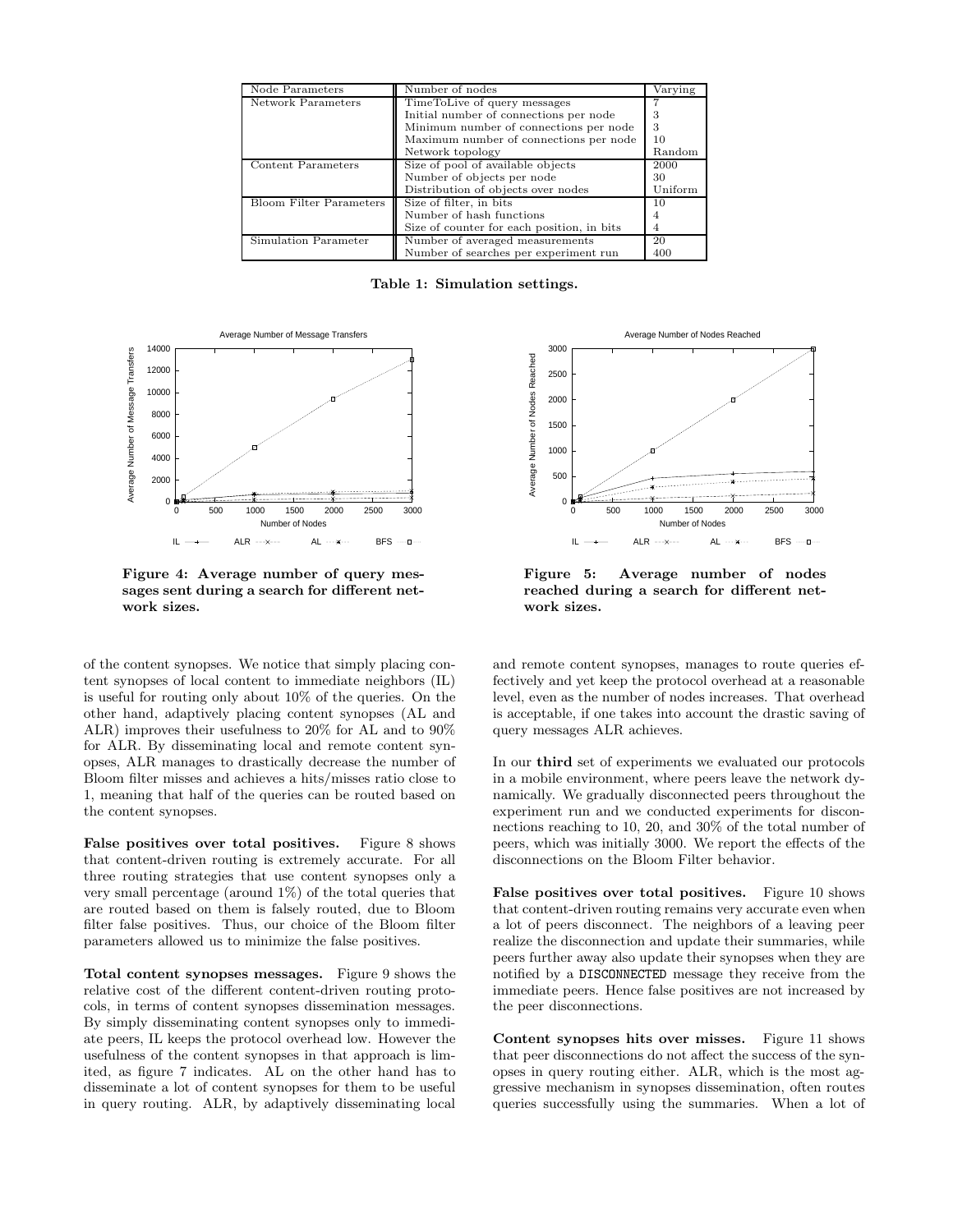| Node Parameters | Number of nodes | Varying |
|---|---|---|
| Network Parameters | TimeToLive of query messages | 7 |
| | Initial number of connections per node | 3 |
| | Minimum number of connections per node | 3 |
| | Maximum number of connections per node | 10 |
| | Network topology | Random |
| Content Parameters | Size of pool of available objects | 2000 |
| | Number of objects per node | 30 |
| | Distribution of objects over nodes | Uniform |
| Bloom Filter Parameters | Size of filter, in bits | 10 |
| | Number of hash functions | 4 |
| | Size of counter for each position, in bits | 4 |
| Simulation Parameter | Number of averaged measurements | 20 |
| | Number of searches per experiment run | 400 |

**Table 1: Simulation settings.**

**Figure 4: Average number of query messages sent during a search for different network sizes.**

**Figure 5: Average number of nodes reached during a search for different network sizes.**

of the content synopses. We notice that simply placing content synopses of local content to immediate neighbors (IL) is useful for routing only about 10% of the queries. On the other hand, adaptively placing content synopses (AL and ALR) improves their usefulness to 20% for AL and to 90% for ALR. By disseminating local and remote content synopses, ALR manages to drastically decrease the number of Bloom filter misses and achieves a hits/misses ratio close to 1, meaning that half of the queries can be routed based on the content synopses.

**False positives over total positives.** Figure 8 shows that content-driven routing is extremely accurate. For all three routing strategies that use content synopses only a very small percentage (around 1%) of the total queries that are routed based on them is falsely routed, due to Bloom filter false positives. Thus, our choice of the Bloom filter parameters allowed us to minimize the false positives.

**Total content synopses messages.** Figure 9 shows the relative cost of the different content-driven routing protocols, in terms of content synopses dissemination messages. By simply disseminating content synopses only to immediate peers, IL keeps the protocol overhead low. However the usefulness of the content synopses in that approach is limited, as figure 7 indicates. AL on the other hand has to disseminate a lot of content synopses for them to be useful in query routing. ALR, by adaptively disseminating local and remote content synopses, manages to route queries effectively and yet keep the protocol overhead at a reasonable level, even as the number of nodes increases. That overhead is acceptable, if one takes into account the drastic saving of query messages ALR achieves.

In our **third** set of experiments we evaluated our protocols in a mobile environment, where peers leave the network dynamically. We gradually disconnected peers throughout the experiment run and we conducted experiments for disconnections reaching to 10, 20, and 30% of the total number of peers, which was initially 3000. We report the effects of the disconnections on the Bloom Filter behavior.

**False positives over total positives.** Figure 10 shows that content-driven routing remains very accurate even when a lot of peers disconnect. The neighbors of a leaving peer realize the disconnection and update their summaries, while peers further away also update their synopses when they are notified by a `DISCONNECTED` message they receive from the immediate peers. Hence false positives are not increased by the peer disconnections.

**Content synopses hits over misses.** Figure 11 shows that peer disconnections do not affect the success of the synopses in query routing either. ALR, which is the most aggressive mechanism in synopses dissemination, often routes queries successfully using the summaries. When a lot of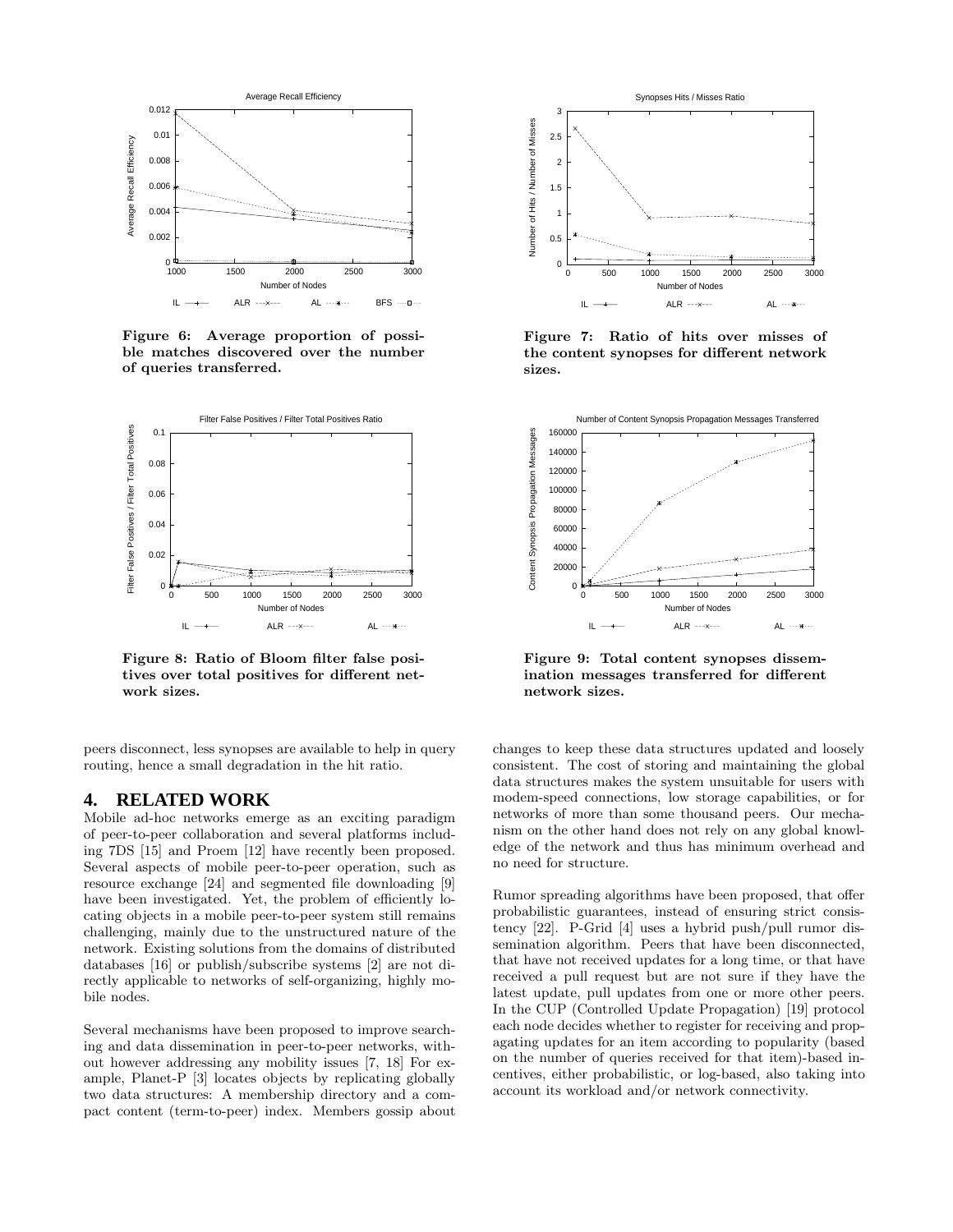Figure 6: Average proportion of possible matches discovered over the number of queries transferred.

Figure 7: Ratio of hits over misses of the content synopses for different network sizes.

Figure 8: Ratio of Bloom filter false positives over total positives for different network sizes.

Figure 9: Total content synopses dissemination messages transferred for different network sizes.

peers disconnect, less synopses are available to help in query routing, hence a small degradation in the hit ratio.

## 4. RELATED WORK

Mobile ad-hoc networks emerge as an exciting paradigm of peer-to-peer collaboration and several platforms including 7DS [15] and Proem [12] have recently been proposed. Several aspects of mobile peer-to-peer operation, such as resource exchange [24] and segmented file downloading [9] have been investigated. Yet, the problem of efficiently locating objects in a mobile peer-to-peer system still remains challenging, mainly due to the unstructured nature of the network. Existing solutions from the domains of distributed databases [16] or publish/subscribe systems [2] are not directly applicable to networks of self-organizing, highly mobile nodes.

Several mechanisms have been proposed to improve searching and data dissemination in peer-to-peer networks, without however addressing any mobility issues [7, 18] For example, Planet-P [3] locates objects by replicating globally two data structures: A membership directory and a compact content (term-to-peer) index. Members gossip about changes to keep these data structures updated and loosely consistent. The cost of storing and maintaining the global data structures makes the system unsuitable for users with modem-speed connections, low storage capabilities, or for networks of more than some thousand peers. Our mechanism on the other hand does not rely on any global knowledge of the network and thus has minimum overhead and no need for structure.

Rumor spreading algorithms have been proposed, that offer probabilistic guarantees, instead of ensuring strict consistency [22]. P-Grid [4] uses a hybrid push/pull rumor dissemination algorithm. Peers that have been disconnected, that have not received updates for a long time, or that have received a pull request but are not sure if they have the latest update, pull updates from one or more other peers. In the CUP (Controlled Update Propagation) [19] protocol each node decides whether to register for receiving and propagating updates for an item according to popularity (based on the number of queries received for that item)-based incentives, either probabilistic, or log-based, also taking into account its workload and/or network connectivity.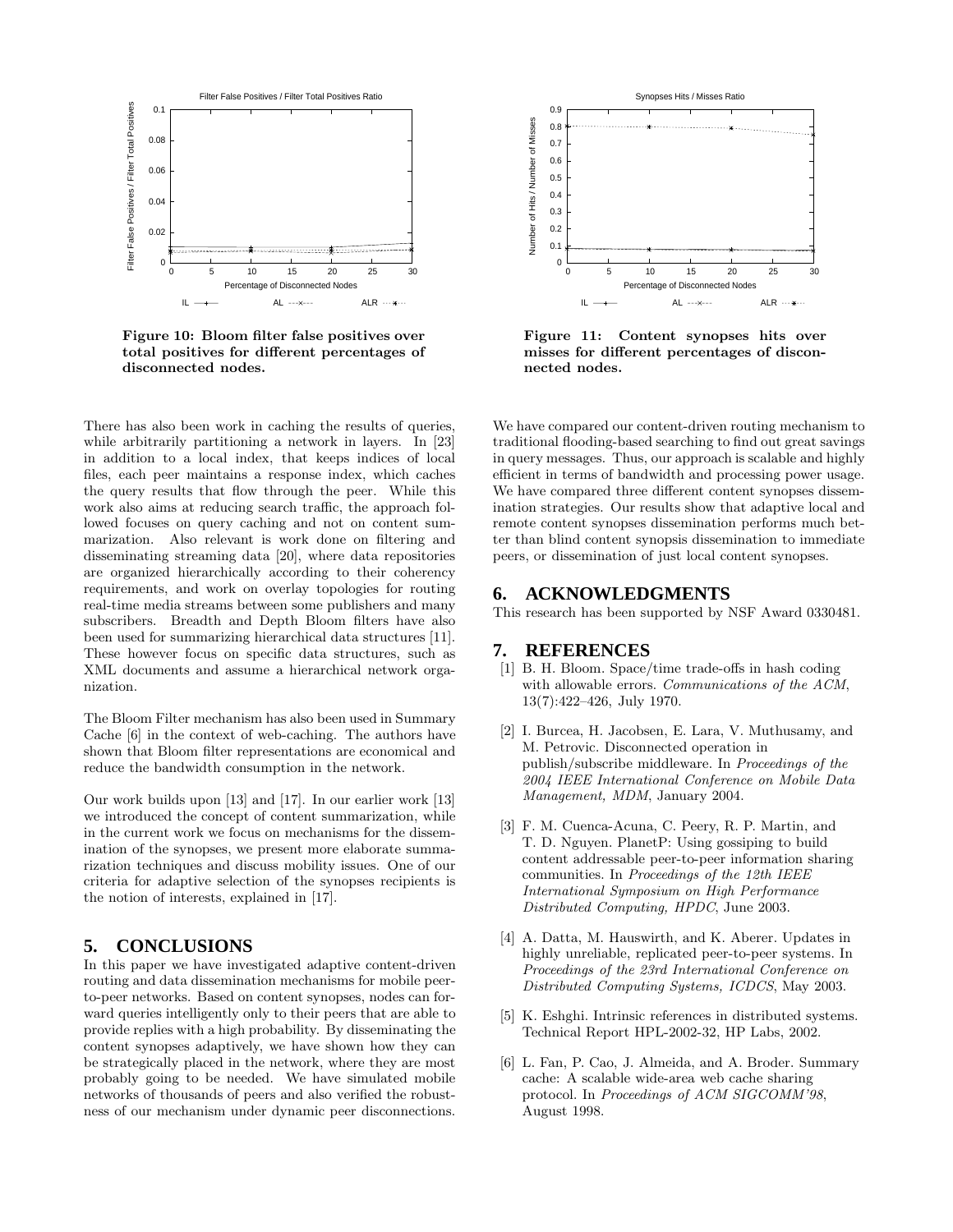Figure 10: Bloom filter false positives over total positives for different percentages of disconnected nodes.

Figure 11: Content synopses hits over misses for different percentages of disconnected nodes.

There has also been work in caching the results of queries, while arbitrarily partitioning a network in layers. In [23] in addition to a local index, that keeps indices of local files, each peer maintains a response index, which caches the query results that flow through the peer. While this work also aims at reducing search traffic, the approach followed focuses on query caching and not on content summarization. Also relevant is work done on filtering and disseminating streaming data [20], where data repositories are organized hierarchically according to their coherency requirements, and work on overlay topologies for routing real-time media streams between some publishers and many subscribers. Breadth and Depth Bloom filters have also been used for summarizing hierarchical data structures [11]. These however focus on specific data structures, such as XML documents and assume a hierarchical network organization.

The Bloom Filter mechanism has also been used in Summary Cache [6] in the context of web-caching. The authors have shown that Bloom filter representations are economical and reduce the bandwidth consumption in the network.

Our work builds upon [13] and [17]. In our earlier work [13] we introduced the concept of content summarization, while in the current work we focus on mechanisms for the dissemination of the synopses, we present more elaborate summarization techniques and discuss mobility issues. One of our criteria for adaptive selection of the synopses recipients is the notion of interests, explained in [17].

## 5. CONCLUSIONS

In this paper we have investigated adaptive content-driven routing and data dissemination mechanisms for mobile peer-to-peer networks. Based on content synopses, nodes can forward queries intelligently only to their peers that are able to provide replies with a high probability. By disseminating the content synopses adaptively, we have shown how they can be strategically placed in the network, where they are most probably going to be needed. We have simulated mobile networks of thousands of peers and also verified the robustness of our mechanism under dynamic peer disconnections. We have compared our content-driven routing mechanism to traditional flooding-based searching to find out great savings in query messages. Thus, our approach is scalable and highly efficient in terms of bandwidth and processing power usage. We have compared three different content synopses dissemination strategies. Our results show that adaptive local and remote content synopses dissemination performs much better than blind content synopsis dissemination to immediate peers, or dissemination of just local content synopses.

## 6. ACKNOWLEDGMENTS

This research has been supported by NSF Award 0330481.

## 7. REFERENCES

[1] B. H. Bloom. Space/time trade-offs in hash coding with allowable errors. *Communications of the ACM*, 13(7):422–426, July 1970.

[2] I. Burcea, H. Jacobsen, E. Lara, V. Muthusamy, and M. Petrovic. Disconnected operation in publish/subscribe middleware. In *Proceedings of the 2004 IEEE International Conference on Mobile Data Management, MDM*, January 2004.

[3] F. M. Cuenca-Acuna, C. Peery, R. P. Martin, and T. D. Nguyen. PlanetP: Using gossiping to build content addressable peer-to-peer information sharing communities. In *Proceedings of the 12th IEEE International Symposium on High Performance Distributed Computing, HPDC*, June 2003.

[4] A. Datta, M. Hauswirth, and K. Aberer. Updates in highly unreliable, replicated peer-to-peer systems. In *Proceedings of the 23rd International Conference on Distributed Computing Systems, ICDCS*, May 2003.

[5] K. Eshghi. Intrinsic references in distributed systems. Technical Report HPL-2002-32, HP Labs, 2002.

[6] L. Fan, P. Cao, J. Almeida, and A. Broder. Summary cache: A scalable wide-area web cache sharing protocol. In *Proceedings of ACM SIGCOMM'98*, August 1998.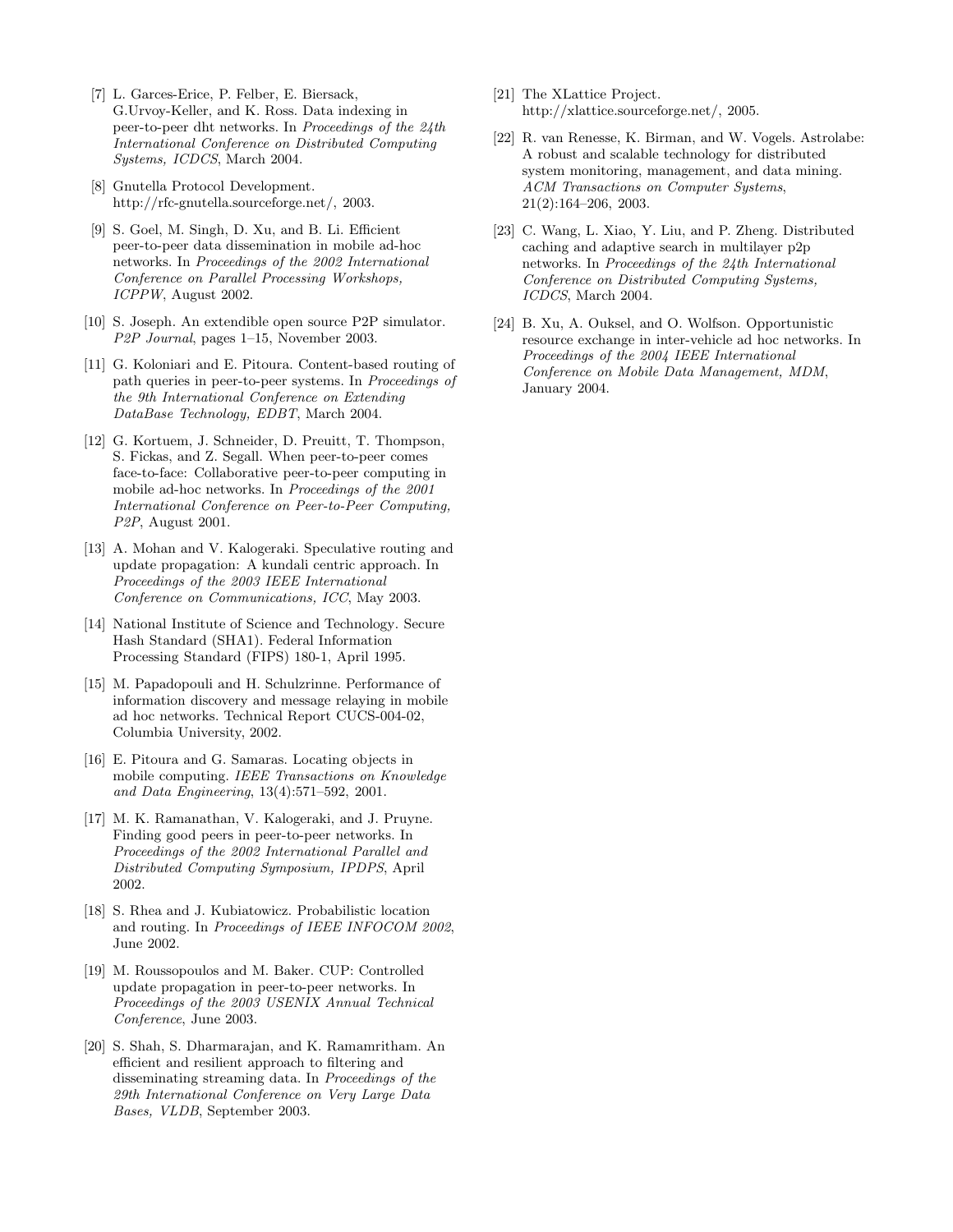[7] L. Garces-Erice, P. Felber, E. Biersack, G.Urvoy-Keller, and K. Ross. Data indexing in peer-to-peer dht networks. In *Proceedings of the 24th International Conference on Distributed Computing Systems, ICDCS*, March 2004.

[8] Gnutella Protocol Development. http://rfc-gnutella.sourceforge.net/, 2003.

[9] S. Goel, M. Singh, D. Xu, and B. Li. Efficient peer-to-peer data dissemination in mobile ad-hoc networks. In *Proceedings of the 2002 International Conference on Parallel Processing Workshops, ICPPW*, August 2002.

[10] S. Joseph. An extendible open source P2P simulator. *P2P Journal*, pages 1–15, November 2003.

[11] G. Koloniari and E. Pitoura. Content-based routing of path queries in peer-to-peer systems. In *Proceedings of the 9th International Conference on Extending DataBase Technology, EDBT*, March 2004.

[12] G. Kortuem, J. Schneider, D. Preuitt, T. Thompson, S. Fickas, and Z. Segall. When peer-to-peer comes face-to-face: Collaborative peer-to-peer computing in mobile ad-hoc networks. In *Proceedings of the 2001 International Conference on Peer-to-Peer Computing, P2P*, August 2001.

[13] A. Mohan and V. Kalogeraki. Speculative routing and update propagation: A kundali centric approach. In *Proceedings of the 2003 IEEE International Conference on Communications, ICC*, May 2003.

[14] National Institute of Science and Technology. Secure Hash Standard (SHA1). Federal Information Processing Standard (FIPS) 180-1, April 1995.

[15] M. Papadopouli and H. Schulzrinne. Performance of information discovery and message relaying in mobile ad hoc networks. Technical Report CUCS-004-02, Columbia University, 2002.

[16] E. Pitoura and G. Samaras. Locating objects in mobile computing. *IEEE Transactions on Knowledge and Data Engineering*, 13(4):571–592, 2001.

[17] M. K. Ramanathan, V. Kalogeraki, and J. Pruyne. Finding good peers in peer-to-peer networks. In *Proceedings of the 2002 International Parallel and Distributed Computing Symposium, IPDPS*, April 2002.

[18] S. Rhea and J. Kubiatowicz. Probabilistic location and routing. In *Proceedings of IEEE INFOCOM 2002*, June 2002.

[19] M. Roussopoulos and M. Baker. CUP: Controlled update propagation in peer-to-peer networks. In *Proceedings of the 2003 USENIX Annual Technical Conference*, June 2003.

[20] S. Shah, S. Dharmarajan, and K. Ramamritham. An efficient and resilient approach to filtering and disseminating streaming data. In *Proceedings of the 29th International Conference on Very Large Data Bases, VLDB*, September 2003.

[21] The XLattice Project. http://xlattice.sourceforge.net/, 2005.

[22] R. van Renesse, K. Birman, and W. Vogels. Astrolabe: A robust and scalable technology for distributed system monitoring, management, and data mining. *ACM Transactions on Computer Systems*, 21(2):164–206, 2003.

[23] C. Wang, L. Xiao, Y. Liu, and P. Zheng. Distributed caching and adaptive search in multilayer p2p networks. In *Proceedings of the 24th International Conference on Distributed Computing Systems, ICDCS*, March 2004.

[24] B. Xu, A. Ouksel, and O. Wolfson. Opportunistic resource exchange in inter-vehicle ad hoc networks. In *Proceedings of the 2004 IEEE International Conference on Mobile Data Management, MDM*, January 2004.